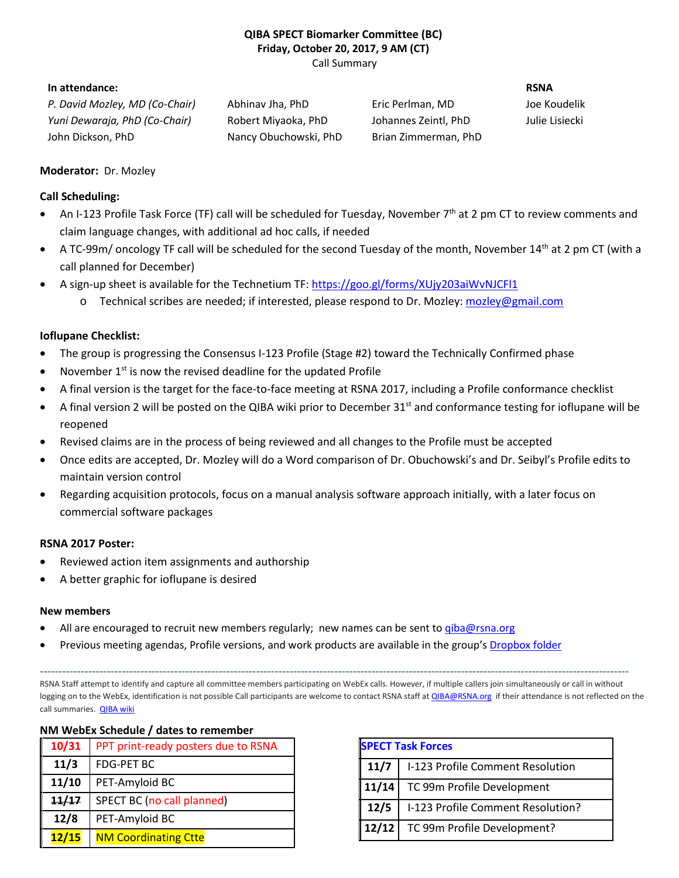**QIBA SPECT Biomarker Committee (BC)**
**Friday, October 20, 2017, 9 AM (CT)**
Call Summary

**In attendance:**

| | | | **RSNA** |
|---|---|---|---|
| *P. David Mozley, MD (Co-Chair)* | Abhinav Jha, PhD | Eric Perlman, MD | Joe Koudelik |
| *Yuni Dewaraja, PhD (Co-Chair)* | Robert Miyaoka, PhD | Johannes Zeintl, PhD | Julie Lisiecki |
| John Dickson, PhD | Nancy Obuchowski, PhD | Brian Zimmerman, PhD | |

**Moderator:** Dr. Mozley

**Call Scheduling:**

- An I-123 Profile Task Force (TF) call will be scheduled for Tuesday, November 7th at 2 pm CT to review comments and claim language changes, with additional ad hoc calls, if needed
- A TC-99m/ oncology TF call will be scheduled for the second Tuesday of the month, November 14th at 2 pm CT (with a call planned for December)
- A sign-up sheet is available for the Technetium TF: https://goo.gl/forms/XUjy203aiWvNJCFl1
  - Technical scribes are needed; if interested, please respond to Dr. Mozley: mozley@gmail.com

**Ioflupane Checklist:**

- The group is progressing the Consensus I-123 Profile (Stage #2) toward the Technically Confirmed phase
- November 1st is now the revised deadline for the updated Profile
- A final version is the target for the face-to-face meeting at RSNA 2017, including a Profile conformance checklist
- A final version 2 will be posted on the QIBA wiki prior to December 31st and conformance testing for ioflupane will be reopened
- Revised claims are in the process of being reviewed and all changes to the Profile must be accepted
- Once edits are accepted, Dr. Mozley will do a Word comparison of Dr. Obuchowski's and Dr. Seibyl's Profile edits to maintain version control
- Regarding acquisition protocols, focus on a manual analysis software approach initially, with a later focus on commercial software packages

**RSNA 2017 Poster:**

- Reviewed action item assignments and authorship
- A better graphic for ioflupane is desired

**New members**

- All are encouraged to recruit new members regularly; new names can be sent to qiba@rsna.org
- Previous meeting agendas, Profile versions, and work products are available in the group's Dropbox folder

---

RSNA Staff attempt to identify and capture all committee members participating on WebEx calls. However, if multiple callers join simultaneously or call in without logging on to the WebEx, identification is not possible Call participants are welcome to contact RSNA staff at QIBA@RSNA.org if their attendance is not reflected on the call summaries. QIBA wiki

**NM WebEx Schedule / dates to remember**

| | |
|---|---|
| 10/31 | PPT print-ready posters due to RSNA |
| 11/3 | FDG-PET BC |
| 11/10 | PET-Amyloid BC |
| ~~11/17~~ | SPECT BC (no call planned) |
| 12/8 | PET-Amyloid BC |
| 12/15 | NM Coordinating Ctte |

| **SPECT Task Forces** | |
|---|---|
| 11/7 | I-123 Profile Comment Resolution |
| 11/14 | TC 99m Profile Development |
| 12/5 | I-123 Profile Comment Resolution? |
| 12/12 | TC 99m Profile Development? |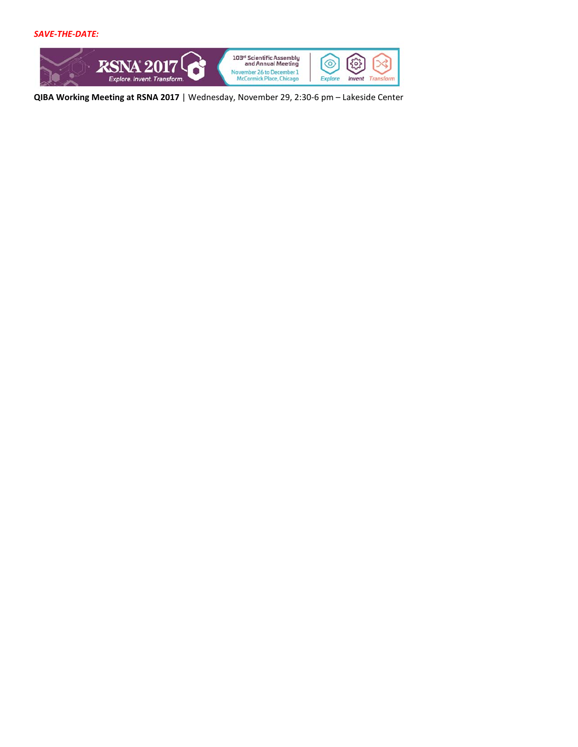***SAVE-THE-DATE:***

**QIBA Working Meeting at RSNA 2017** | Wednesday, November 29, 2:30-6 pm – Lakeside Center